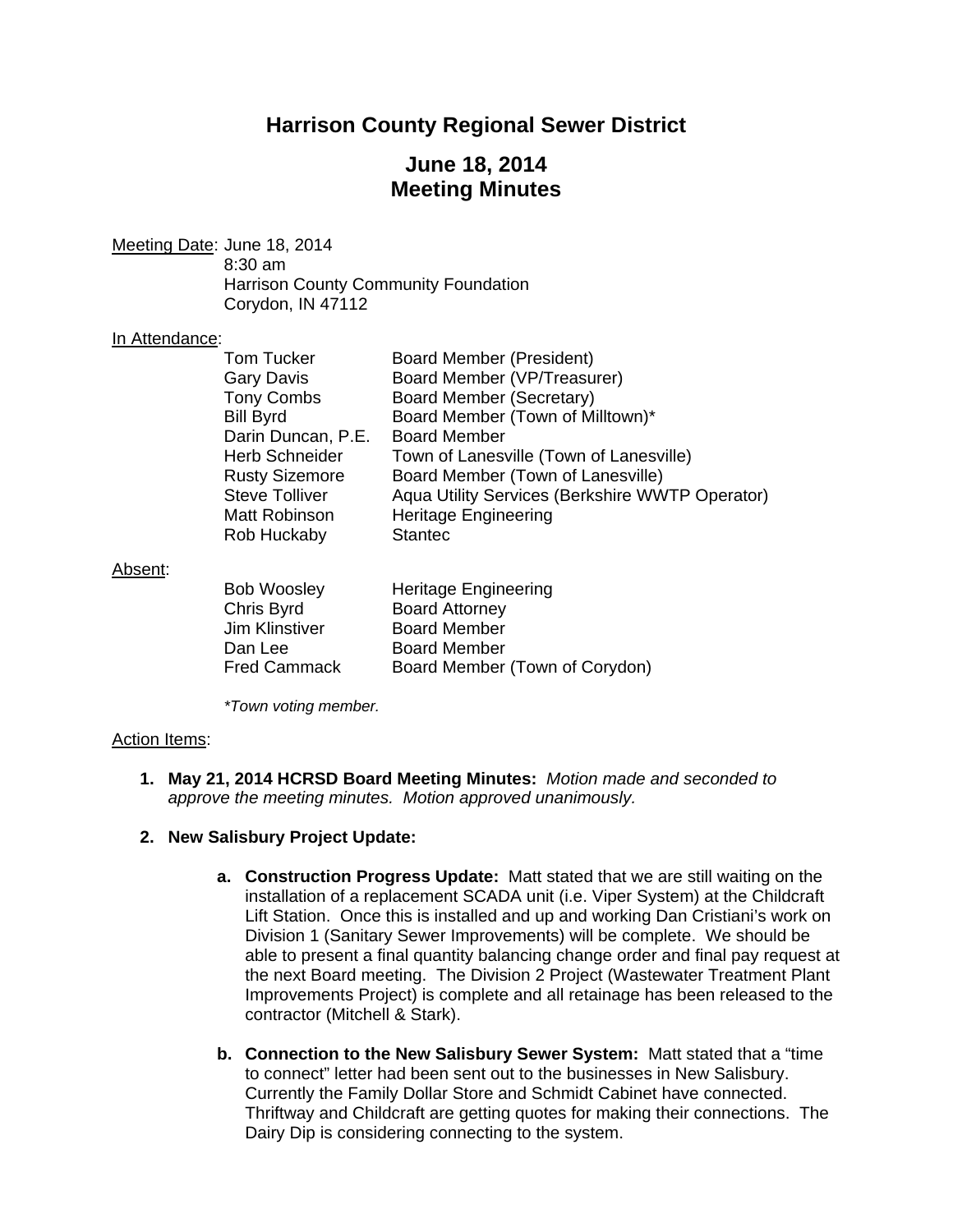# Harrison County Regional Sewer District

## June 18, 2014
## Meeting Minutes

Meeting Date: June 18, 2014
8:30 am
Harrison County Community Foundation
Corydon, IN 47112

In Attendance:

| | |
|---|---|
| Tom Tucker | Board Member (President) |
| Gary Davis | Board Member (VP/Treasurer) |
| Tony Combs | Board Member (Secretary) |
| Bill Byrd | Board Member (Town of Milltown)* |
| Darin Duncan, P.E. | Board Member |
| Herb Schneider | Town of Lanesville (Town of Lanesville) |
| Rusty Sizemore | Board Member (Town of Lanesville) |
| Steve Tolliver | Aqua Utility Services (Berkshire WWTP Operator) |
| Matt Robinson | Heritage Engineering |
| Rob Huckaby | Stantec |

Absent:

| | |
|---|---|
| Bob Woosley | Heritage Engineering |
| Chris Byrd | Board Attorney |
| Jim Klinstiver | Board Member |
| Dan Lee | Board Member |
| Fred Cammack | Board Member (Town of Corydon) |

*\*Town voting member.*

Action Items:

1. **May 21, 2014 HCRSD Board Meeting Minutes:** *Motion made and seconded to approve the meeting minutes. Motion approved unanimously.*

2. **New Salisbury Project Update:**

   a. **Construction Progress Update:** Matt stated that we are still waiting on the installation of a replacement SCADA unit (i.e. Viper System) at the Childcraft Lift Station. Once this is installed and up and working Dan Cristiani's work on Division 1 (Sanitary Sewer Improvements) will be complete. We should be able to present a final quantity balancing change order and final pay request at the next Board meeting. The Division 2 Project (Wastewater Treatment Plant Improvements Project) is complete and all retainage has been released to the contractor (Mitchell & Stark).

   b. **Connection to the New Salisbury Sewer System:** Matt stated that a "time to connect" letter had been sent out to the businesses in New Salisbury. Currently the Family Dollar Store and Schmidt Cabinet have connected. Thriftway and Childcraft are getting quotes for making their connections. The Dairy Dip is considering connecting to the system.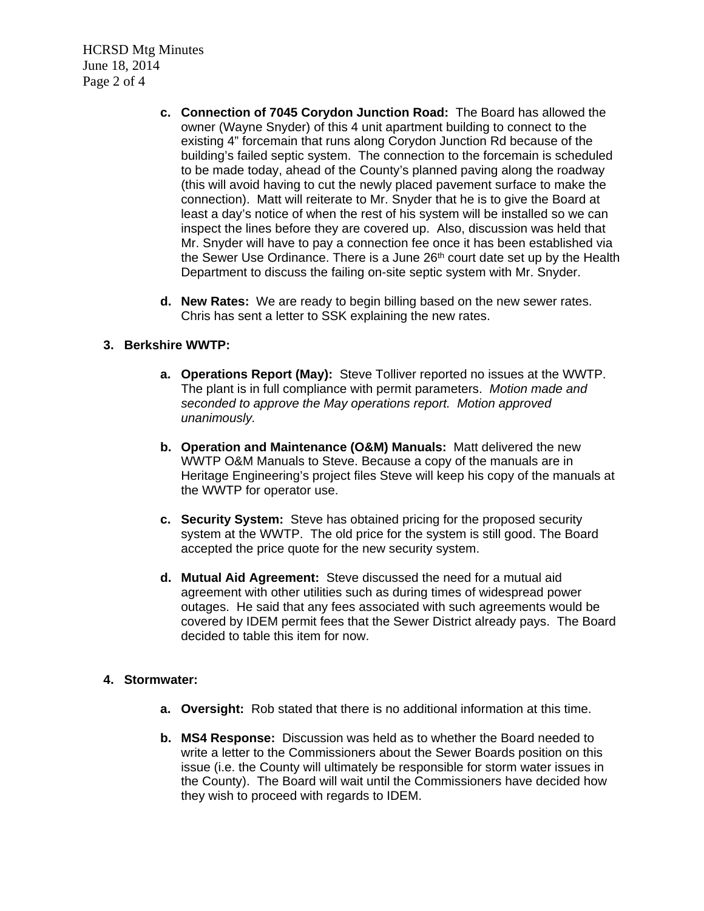c. **Connection of 7045 Corydon Junction Road:** The Board has allowed the owner (Wayne Snyder) of this 4 unit apartment building to connect to the existing 4" forcemain that runs along Corydon Junction Rd because of the building's failed septic system. The connection to the forcemain is scheduled to be made today, ahead of the County's planned paving along the roadway (this will avoid having to cut the newly placed pavement surface to make the connection). Matt will reiterate to Mr. Snyder that he is to give the Board at least a day's notice of when the rest of his system will be installed so we can inspect the lines before they are covered up. Also, discussion was held that Mr. Snyder will have to pay a connection fee once it has been established via the Sewer Use Ordinance. There is a June 26th court date set up by the Health Department to discuss the failing on-site septic system with Mr. Snyder.

d. **New Rates:** We are ready to begin billing based on the new sewer rates. Chris has sent a letter to SSK explaining the new rates.

3. **Berkshire WWTP:**

a. **Operations Report (May):** Steve Tolliver reported no issues at the WWTP. The plant is in full compliance with permit parameters. *Motion made and seconded to approve the May operations report. Motion approved unanimously.*

b. **Operation and Maintenance (O&M) Manuals:** Matt delivered the new WWTP O&M Manuals to Steve. Because a copy of the manuals are in Heritage Engineering's project files Steve will keep his copy of the manuals at the WWTP for operator use.

c. **Security System:** Steve has obtained pricing for the proposed security system at the WWTP. The old price for the system is still good. The Board accepted the price quote for the new security system.

d. **Mutual Aid Agreement:** Steve discussed the need for a mutual aid agreement with other utilities such as during times of widespread power outages. He said that any fees associated with such agreements would be covered by IDEM permit fees that the Sewer District already pays. The Board decided to table this item for now.

4. **Stormwater:**

a. **Oversight:** Rob stated that there is no additional information at this time.

b. **MS4 Response:** Discussion was held as to whether the Board needed to write a letter to the Commissioners about the Sewer Boards position on this issue (i.e. the County will ultimately be responsible for storm water issues in the County). The Board will wait until the Commissioners have decided how they wish to proceed with regards to IDEM.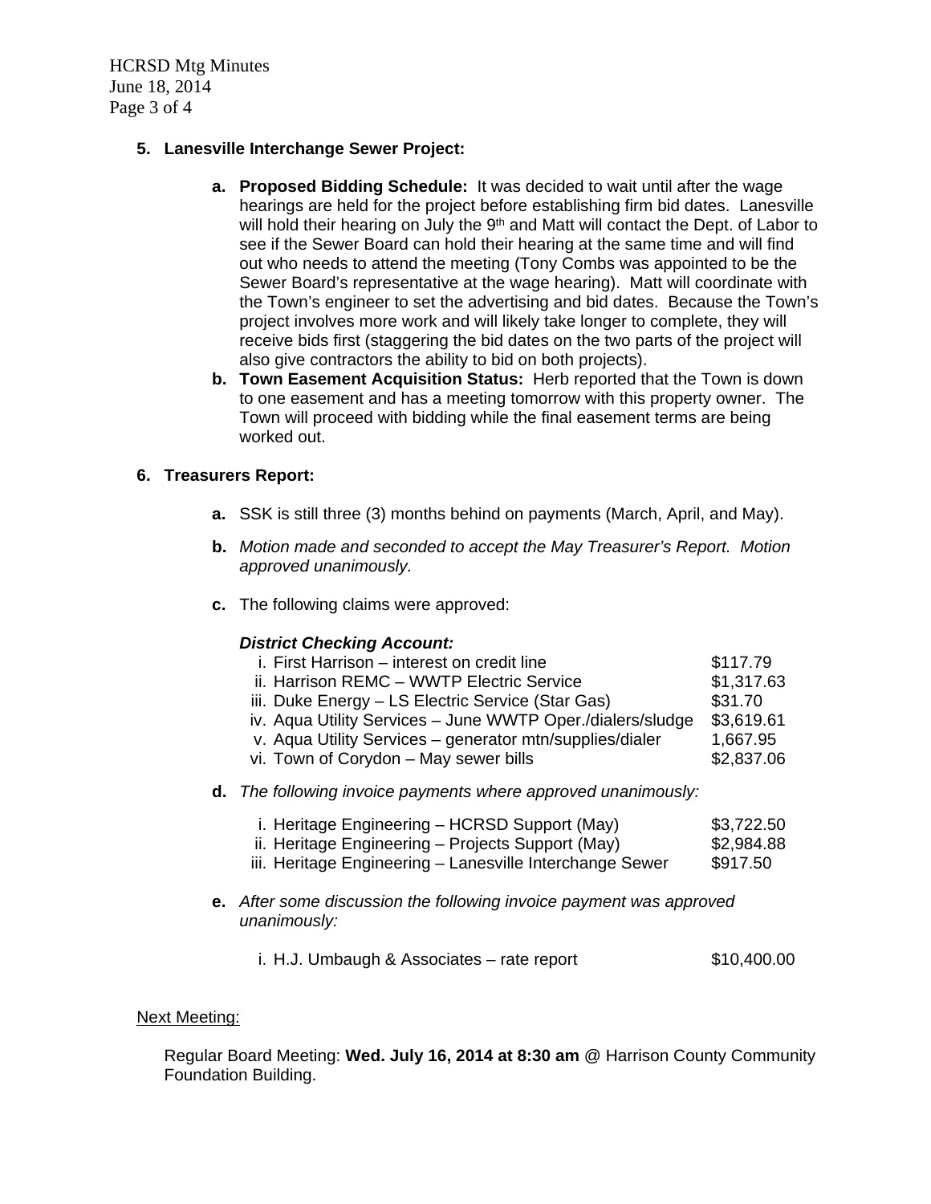**5. Lanesville Interchange Sewer Project:**

   a. **Proposed Bidding Schedule:** It was decided to wait until after the wage hearings are held for the project before establishing firm bid dates. Lanesville will hold their hearing on July the 9th and Matt will contact the Dept. of Labor to see if the Sewer Board can hold their hearing at the same time and will find out who needs to attend the meeting (Tony Combs was appointed to be the Sewer Board's representative at the wage hearing). Matt will coordinate with the Town's engineer to set the advertising and bid dates. Because the Town's project involves more work and will likely take longer to complete, they will receive bids first (staggering the bid dates on the two parts of the project will also give contractors the ability to bid on both projects).

   b. **Town Easement Acquisition Status:** Herb reported that the Town is down to one easement and has a meeting tomorrow with this property owner. The Town will proceed with bidding while the final easement terms are being worked out.

**6. Treasurers Report:**

   a. SSK is still three (3) months behind on payments (March, April, and May).

   b. *Motion made and seconded to accept the May Treasurer's Report. Motion approved unanimously.*

   c. The following claims were approved:

   ***District Checking Account:***

   | | |
   |---|---|
   | i. First Harrison – interest on credit line | $117.79 |
   | ii. Harrison REMC – WWTP Electric Service | $1,317.63 |
   | iii. Duke Energy – LS Electric Service (Star Gas) | $31.70 |
   | iv. Aqua Utility Services – June WWTP Oper./dialers/sludge | $3,619.61 |
   | v. Aqua Utility Services – generator mtn/supplies/dialer | 1,667.95 |
   | vi. Town of Corydon – May sewer bills | $2,837.06 |

   d. *The following invoice payments where approved unanimously:*

   | | |
   |---|---|
   | i. Heritage Engineering – HCRSD Support (May) | $3,722.50 |
   | ii. Heritage Engineering – Projects Support (May) | $2,984.88 |
   | iii. Heritage Engineering – Lanesville Interchange Sewer | $917.50 |

   e. *After some discussion the following invoice payment was approved unanimously:*

   | | |
   |---|---|
   | i. H.J. Umbaugh & Associates – rate report | $10,400.00 |

Next Meeting:

Regular Board Meeting: **Wed. July 16, 2014 at 8:30 am** @ Harrison County Community Foundation Building.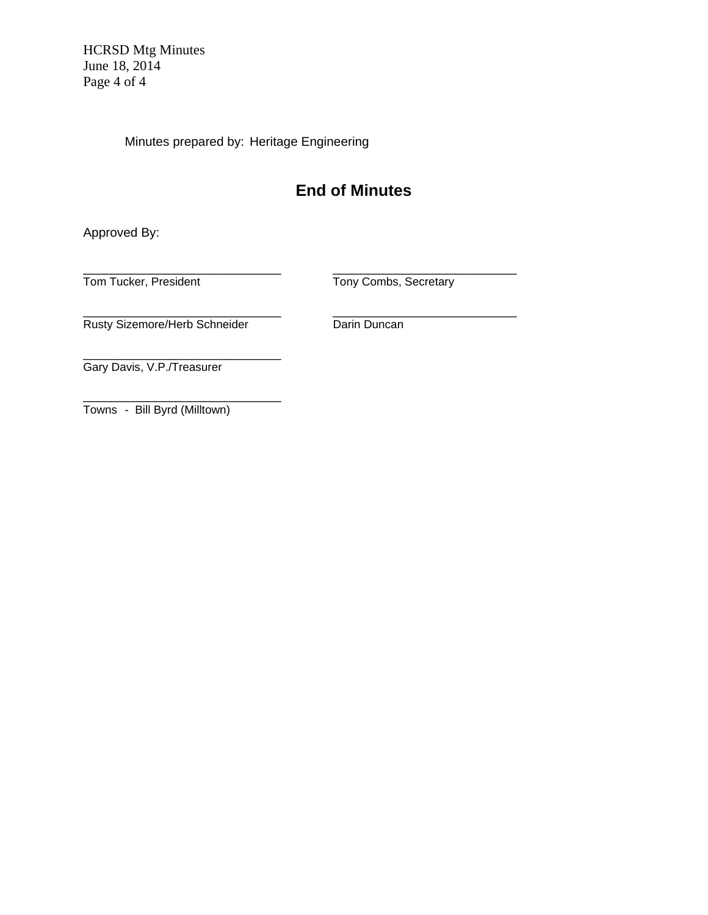Minutes prepared by: Heritage Engineering

## End of Minutes

Approved By:

| | |
|---|---|
| ____________________________ | ____________________________ |
| Tom Tucker, President | Tony Combs, Secretary |
| ____________________________ | ____________________________ |
| Rusty Sizemore/Herb Schneider | Darin Duncan |
| ____________________________ | |
| Gary Davis, V.P./Treasurer | |
| ____________________________ | |
| Towns - Bill Byrd (Milltown) | |